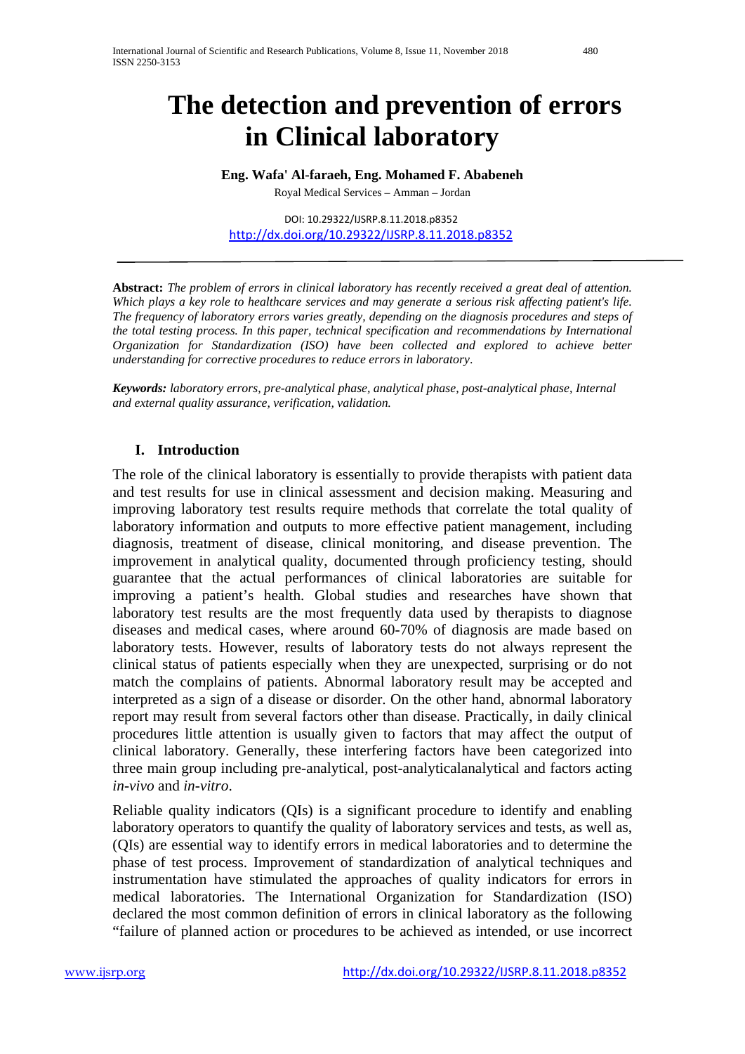# The detection and prevention of errors in Clinical laboratory

**Eng. Wafa' Al-faraeh, Eng. Mohamed F. Ababeneh**

Royal Medical Services – Amman – Jordan

DOI: 10.29322/IJSRP.8.11.2018.p8352
http://dx.doi.org/10.29322/IJSRP.8.11.2018.p8352

---

**Abstract:** *The problem of errors in clinical laboratory has recently received a great deal of attention. Which plays a key role to healthcare services and may generate a serious risk affecting patient's life. The frequency of laboratory errors varies greatly, depending on the diagnosis procedures and steps of the total testing process. In this paper, technical specification and recommendations by International Organization for Standardization (ISO) have been collected and explored to achieve better understanding for corrective procedures to reduce errors in laboratory.*

***Keywords:*** *laboratory errors, pre-analytical phase, analytical phase, post-analytical phase, Internal and external quality assurance, verification, validation.*

## I. Introduction

The role of the clinical laboratory is essentially to provide therapists with patient data and test results for use in clinical assessment and decision making. Measuring and improving laboratory test results require methods that correlate the total quality of laboratory information and outputs to more effective patient management, including diagnosis, treatment of disease, clinical monitoring, and disease prevention. The improvement in analytical quality, documented through proficiency testing, should guarantee that the actual performances of clinical laboratories are suitable for improving a patient's health. Global studies and researches have shown that laboratory test results are the most frequently data used by therapists to diagnose diseases and medical cases, where around 60-70% of diagnosis are made based on laboratory tests. However, results of laboratory tests do not always represent the clinical status of patients especially when they are unexpected, surprising or do not match the complains of patients. Abnormal laboratory result may be accepted and interpreted as a sign of a disease or disorder. On the other hand, abnormal laboratory report may result from several factors other than disease. Practically, in daily clinical procedures little attention is usually given to factors that may affect the output of clinical laboratory. Generally, these interfering factors have been categorized into three main group including pre-analytical, post-analyticalanalytical and factors acting *in-vivo* and *in-vitro*.

Reliable quality indicators (QIs) is a significant procedure to identify and enabling laboratory operators to quantify the quality of laboratory services and tests, as well as, (QIs) are essential way to identify errors in medical laboratories and to determine the phase of test process. Improvement of standardization of analytical techniques and instrumentation have stimulated the approaches of quality indicators for errors in medical laboratories. The International Organization for Standardization (ISO) declared the most common definition of errors in clinical laboratory as the following "failure of planned action or procedures to be achieved as intended, or use incorrect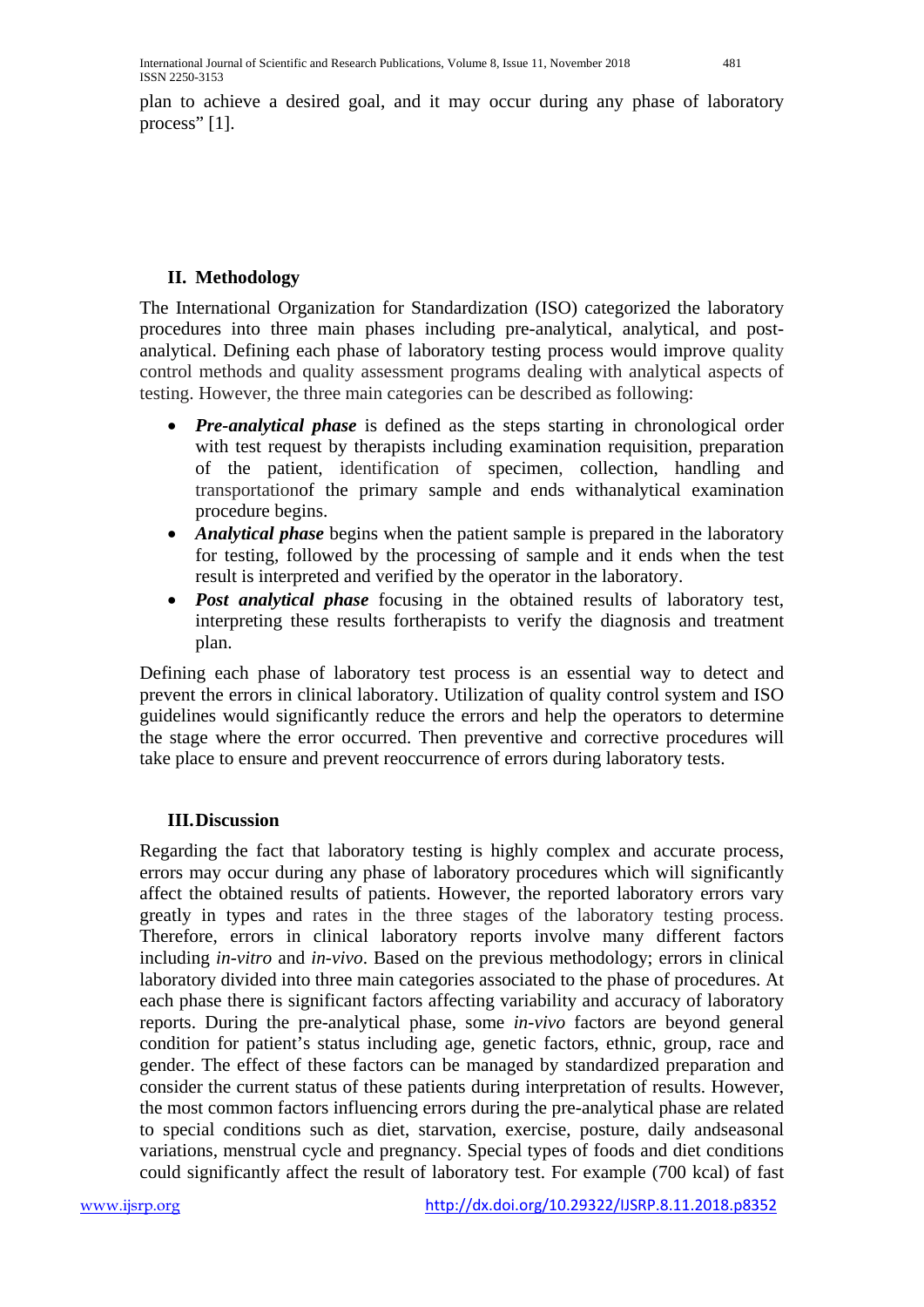plan to achieve a desired goal, and it may occur during any phase of laboratory process" [1].

## II. Methodology

The International Organization for Standardization (ISO) categorized the laboratory procedures into three main phases including pre-analytical, analytical, and post-analytical. Defining each phase of laboratory testing process would improve quality control methods and quality assessment programs dealing with analytical aspects of testing. However, the three main categories can be described as following:

- ***Pre-analytical phase*** is defined as the steps starting in chronological order with test request by therapists including examination requisition, preparation of the patient, identification of specimen, collection, handling and transportationof the primary sample and ends withanalytical examination procedure begins.
- ***Analytical phase*** begins when the patient sample is prepared in the laboratory for testing, followed by the processing of sample and it ends when the test result is interpreted and verified by the operator in the laboratory.
- ***Post analytical phase*** focusing in the obtained results of laboratory test, interpreting these results fortherapists to verify the diagnosis and treatment plan.

Defining each phase of laboratory test process is an essential way to detect and prevent the errors in clinical laboratory. Utilization of quality control system and ISO guidelines would significantly reduce the errors and help the operators to determine the stage where the error occurred. Then preventive and corrective procedures will take place to ensure and prevent reoccurrence of errors during laboratory tests.

## III. Discussion

Regarding the fact that laboratory testing is highly complex and accurate process, errors may occur during any phase of laboratory procedures which will significantly affect the obtained results of patients. However, the reported laboratory errors vary greatly in types and rates in the three stages of the laboratory testing process. Therefore, errors in clinical laboratory reports involve many different factors including *in-vitro* and *in-vivo*. Based on the previous methodology; errors in clinical laboratory divided into three main categories associated to the phase of procedures. At each phase there is significant factors affecting variability and accuracy of laboratory reports. During the pre-analytical phase, some *in-vivo* factors are beyond general condition for patient's status including age, genetic factors, ethnic, group, race and gender. The effect of these factors can be managed by standardized preparation and consider the current status of these patients during interpretation of results. However, the most common factors influencing errors during the pre-analytical phase are related to special conditions such as diet, starvation, exercise, posture, daily andseasonal variations, menstrual cycle and pregnancy. Special types of foods and diet conditions could significantly affect the result of laboratory test. For example (700 kcal) of fast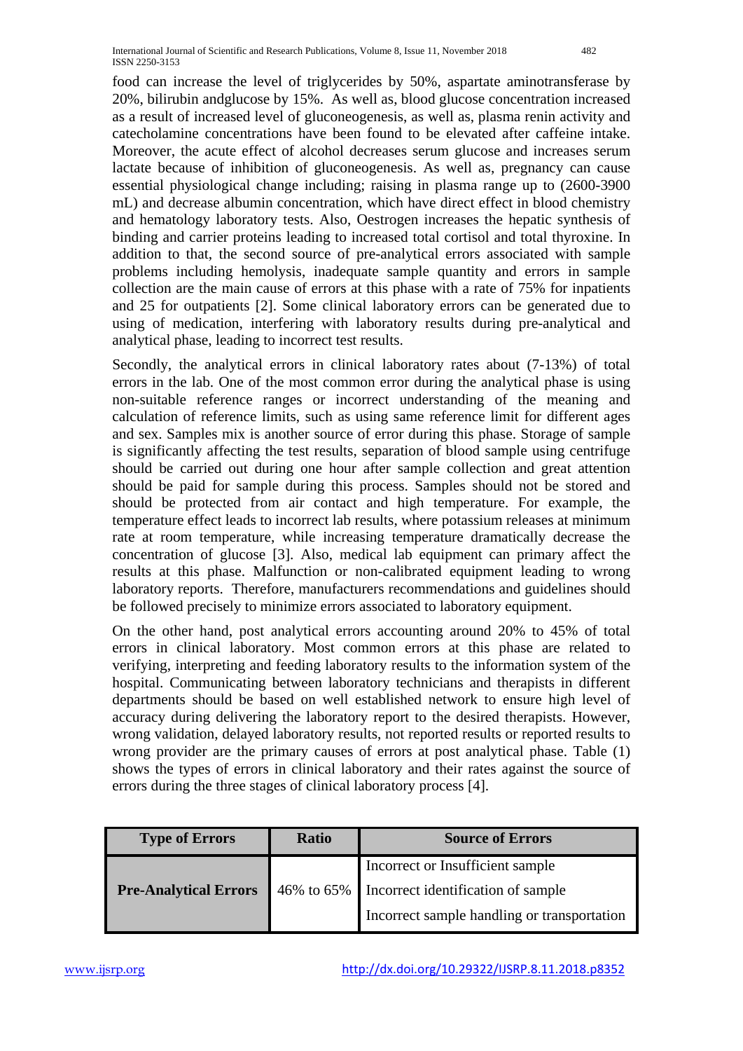food can increase the level of triglycerides by 50%, aspartate aminotransferase by 20%, bilirubin andglucose by 15%. As well as, blood glucose concentration increased as a result of increased level of gluconeogenesis, as well as, plasma renin activity and catecholamine concentrations have been found to be elevated after caffeine intake. Moreover, the acute effect of alcohol decreases serum glucose and increases serum lactate because of inhibition of gluconeogenesis. As well as, pregnancy can cause essential physiological change including; raising in plasma range up to (2600-3900 mL) and decrease albumin concentration, which have direct effect in blood chemistry and hematology laboratory tests. Also, Oestrogen increases the hepatic synthesis of binding and carrier proteins leading to increased total cortisol and total thyroxine. In addition to that, the second source of pre-analytical errors associated with sample problems including hemolysis, inadequate sample quantity and errors in sample collection are the main cause of errors at this phase with a rate of 75% for inpatients and 25 for outpatients [2]. Some clinical laboratory errors can be generated due to using of medication, interfering with laboratory results during pre-analytical and analytical phase, leading to incorrect test results.

Secondly, the analytical errors in clinical laboratory rates about (7-13%) of total errors in the lab. One of the most common error during the analytical phase is using non-suitable reference ranges or incorrect understanding of the meaning and calculation of reference limits, such as using same reference limit for different ages and sex. Samples mix is another source of error during this phase. Storage of sample is significantly affecting the test results, separation of blood sample using centrifuge should be carried out during one hour after sample collection and great attention should be paid for sample during this process. Samples should not be stored and should be protected from air contact and high temperature. For example, the temperature effect leads to incorrect lab results, where potassium releases at minimum rate at room temperature, while increasing temperature dramatically decrease the concentration of glucose [3]. Also, medical lab equipment can primary affect the results at this phase. Malfunction or non-calibrated equipment leading to wrong laboratory reports. Therefore, manufacturers recommendations and guidelines should be followed precisely to minimize errors associated to laboratory equipment.

On the other hand, post analytical errors accounting around 20% to 45% of total errors in clinical laboratory. Most common errors at this phase are related to verifying, interpreting and feeding laboratory results to the information system of the hospital. Communicating between laboratory technicians and therapists in different departments should be based on well established network to ensure high level of accuracy during delivering the laboratory report to the desired therapists. However, wrong validation, delayed laboratory results, not reported results or reported results to wrong provider are the primary causes of errors at post analytical phase. Table (1) shows the types of errors in clinical laboratory and their rates against the source of errors during the three stages of clinical laboratory process [4].

| Type of Errors | Ratio | Source of Errors |
|---|---|---|
| **Pre-Analytical Errors** | 46% to 65% | Incorrect or Insufficient sample |
| | | Incorrect identification of sample |
| | | Incorrect sample handling or transportation |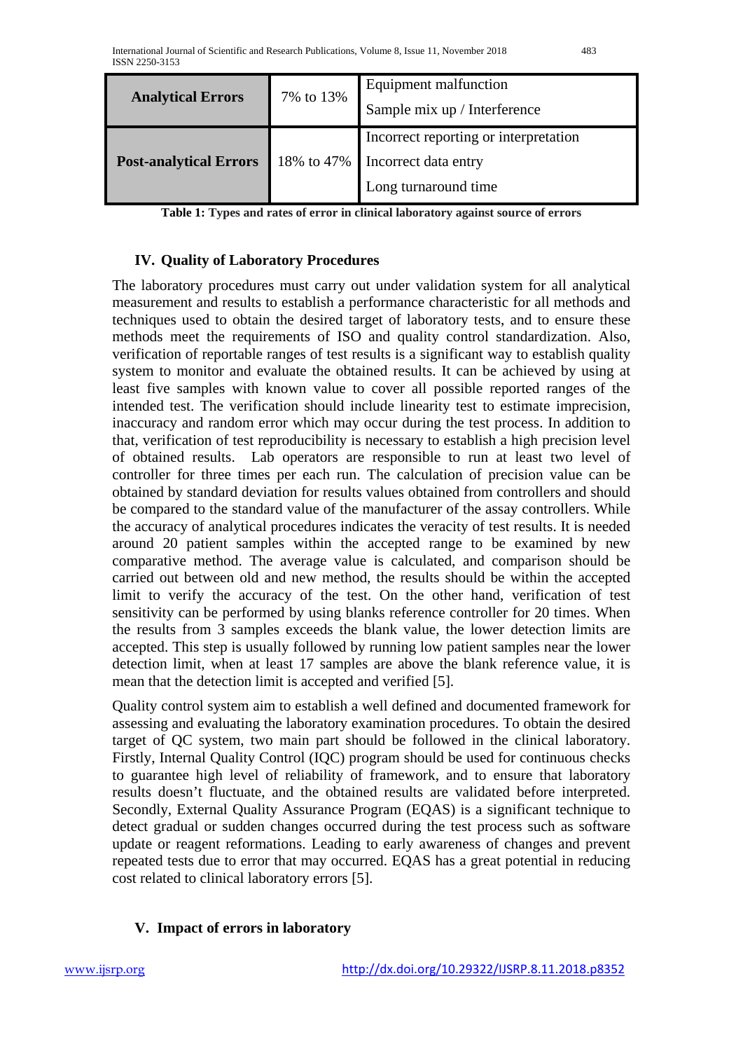| Analytical Errors | 7% to 13% | Equipment malfunction<br>Sample mix up / Interference |
|---|---|---|
| **Post-analytical Errors** | 18% to 47% | Incorrect reporting or interpretation<br>Incorrect data entry<br>Long turnaround time |

**Table 1: Types and rates of error in clinical laboratory against source of errors**

## IV. Quality of Laboratory Procedures

The laboratory procedures must carry out under validation system for all analytical measurement and results to establish a performance characteristic for all methods and techniques used to obtain the desired target of laboratory tests, and to ensure these methods meet the requirements of ISO and quality control standardization. Also, verification of reportable ranges of test results is a significant way to establish quality system to monitor and evaluate the obtained results. It can be achieved by using at least five samples with known value to cover all possible reported ranges of the intended test. The verification should include linearity test to estimate imprecision, inaccuracy and random error which may occur during the test process. In addition to that, verification of test reproducibility is necessary to establish a high precision level of obtained results. Lab operators are responsible to run at least two level of controller for three times per each run. The calculation of precision value can be obtained by standard deviation for results values obtained from controllers and should be compared to the standard value of the manufacturer of the assay controllers. While the accuracy of analytical procedures indicates the veracity of test results. It is needed around 20 patient samples within the accepted range to be examined by new comparative method. The average value is calculated, and comparison should be carried out between old and new method, the results should be within the accepted limit to verify the accuracy of the test. On the other hand, verification of test sensitivity can be performed by using blanks reference controller for 20 times. When the results from 3 samples exceeds the blank value, the lower detection limits are accepted. This step is usually followed by running low patient samples near the lower detection limit, when at least 17 samples are above the blank reference value, it is mean that the detection limit is accepted and verified [5].

Quality control system aim to establish a well defined and documented framework for assessing and evaluating the laboratory examination procedures. To obtain the desired target of QC system, two main part should be followed in the clinical laboratory. Firstly, Internal Quality Control (IQC) program should be used for continuous checks to guarantee high level of reliability of framework, and to ensure that laboratory results doesn't fluctuate, and the obtained results are validated before interpreted. Secondly, External Quality Assurance Program (EQAS) is a significant technique to detect gradual or sudden changes occurred during the test process such as software update or reagent reformations. Leading to early awareness of changes and prevent repeated tests due to error that may occurred. EQAS has a great potential in reducing cost related to clinical laboratory errors [5].

## V. Impact of errors in laboratory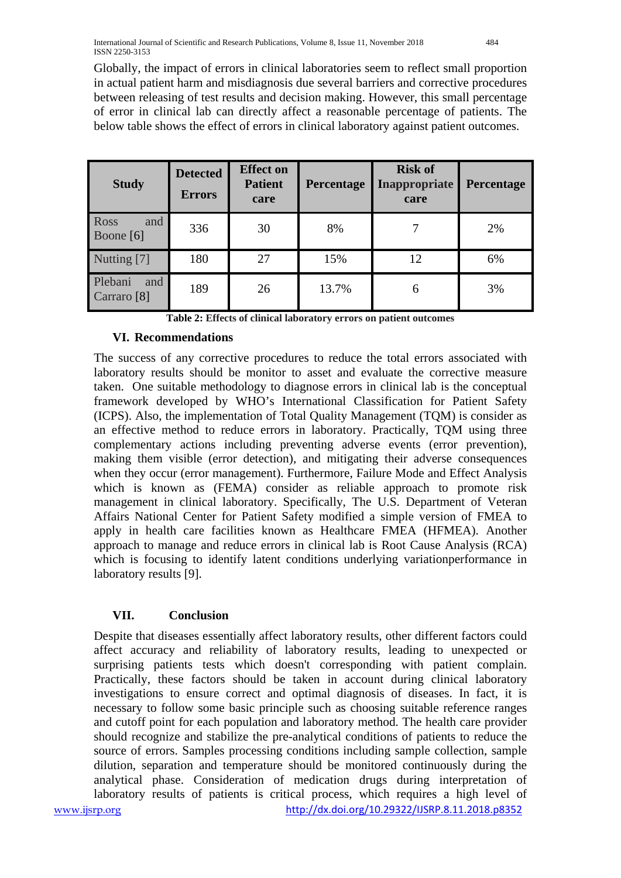Globally, the impact of errors in clinical laboratories seem to reflect small proportion in actual patient harm and misdiagnosis due several barriers and corrective procedures between releasing of test results and decision making. However, this small percentage of error in clinical lab can directly affect a reasonable percentage of patients. The below table shows the effect of errors in clinical laboratory against patient outcomes.

| Study | Detected Errors | Effect on Patient care | Percentage | Risk of Inappropriate care | Percentage |
|---|---|---|---|---|---|
| Ross and Boone [6] | 336 | 30 | 8% | 7 | 2% |
| Nutting [7] | 180 | 27 | 15% | 12 | 6% |
| Plebani and Carraro [8] | 189 | 26 | 13.7% | 6 | 3% |

**Table 2: Effects of clinical laboratory errors on patient outcomes**

## VI. Recommendations

The success of any corrective procedures to reduce the total errors associated with laboratory results should be monitor to asset and evaluate the corrective measure taken. One suitable methodology to diagnose errors in clinical lab is the conceptual framework developed by WHO's International Classification for Patient Safety (ICPS). Also, the implementation of Total Quality Management (TQM) is consider as an effective method to reduce errors in laboratory. Practically, TQM using three complementary actions including preventing adverse events (error prevention), making them visible (error detection), and mitigating their adverse consequences when they occur (error management). Furthermore, Failure Mode and Effect Analysis which is known as (FEMA) consider as reliable approach to promote risk management in clinical laboratory. Specifically, The U.S. Department of Veteran Affairs National Center for Patient Safety modified a simple version of FMEA to apply in health care facilities known as Healthcare FMEA (HFMEA). Another approach to manage and reduce errors in clinical lab is Root Cause Analysis (RCA) which is focusing to identify latent conditions underlying variationperformance in laboratory results [9].

## VII. Conclusion

Despite that diseases essentially affect laboratory results, other different factors could affect accuracy and reliability of laboratory results, leading to unexpected or surprising patients tests which doesn't corresponding with patient complain. Practically, these factors should be taken in account during clinical laboratory investigations to ensure correct and optimal diagnosis of diseases. In fact, it is necessary to follow some basic principle such as choosing suitable reference ranges and cutoff point for each population and laboratory method. The health care provider should recognize and stabilize the pre-analytical conditions of patients to reduce the source of errors. Samples processing conditions including sample collection, sample dilution, separation and temperature should be monitored continuously during the analytical phase. Consideration of medication drugs during interpretation of laboratory results of patients is critical process, which requires a high level of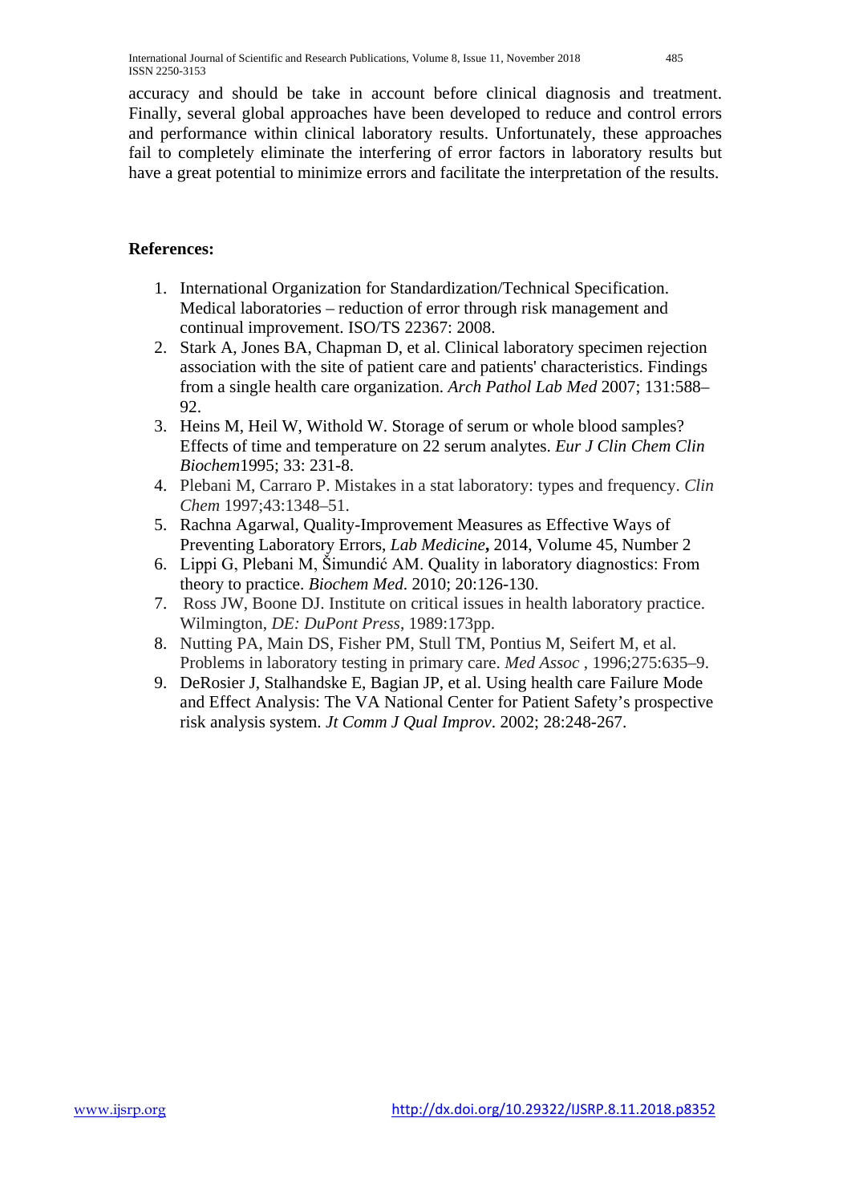accuracy and should be take in account before clinical diagnosis and treatment. Finally, several global approaches have been developed to reduce and control errors and performance within clinical laboratory results. Unfortunately, these approaches fail to completely eliminate the interfering of error factors in laboratory results but have a great potential to minimize errors and facilitate the interpretation of the results.

**References:**

1. International Organization for Standardization/Technical Specification. Medical laboratories – reduction of error through risk management and continual improvement. ISO/TS 22367: 2008.
2. Stark A, Jones BA, Chapman D, et al. Clinical laboratory specimen rejection association with the site of patient care and patients' characteristics. Findings from a single health care organization. *Arch Pathol Lab Med* 2007; 131:588–92.
3. Heins M, Heil W, Withold W. Storage of serum or whole blood samples? Effects of time and temperature on 22 serum analytes. *Eur J Clin Chem Clin Biochem*1995; 33: 231-8.
4. Plebani M, Carraro P. Mistakes in a stat laboratory: types and frequency. *Clin Chem* 1997;43:1348–51.
5. Rachna Agarwal, Quality-Improvement Measures as Effective Ways of Preventing Laboratory Errors, *Lab Medicine***,** 2014, Volume 45, Number 2
6. Lippi G, Plebani M, Šimundić AM. Quality in laboratory diagnostics: From theory to practice. *Biochem Med.* 2010; 20:126-130.
7. Ross JW, Boone DJ. Institute on critical issues in health laboratory practice. Wilmington, *DE: DuPont Press*, 1989:173pp.
8. Nutting PA, Main DS, Fisher PM, Stull TM, Pontius M, Seifert M, et al. Problems in laboratory testing in primary care. *Med Assoc* , 1996;275:635–9.
9. DeRosier J, Stalhandske E, Bagian JP, et al. Using health care Failure Mode and Effect Analysis: The VA National Center for Patient Safety's prospective risk analysis system. *Jt Comm J Qual Improv*. 2002; 28:248-267.